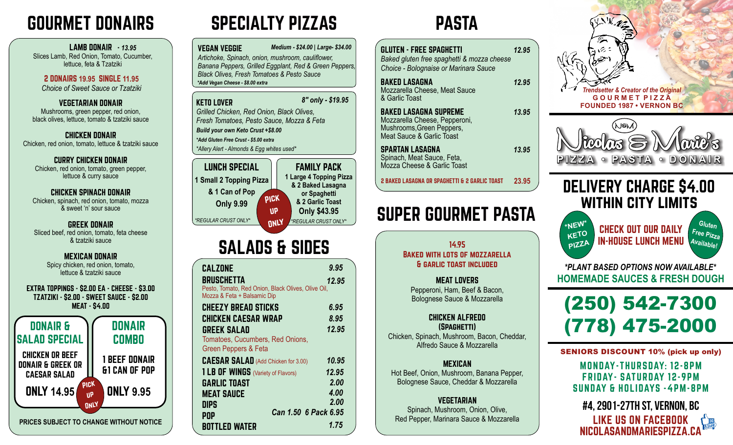# GOURMET DONAIRS

**LAMB DONAIR** - *13.95*
Slices Lamb, Red Onion, Tomato, Cucumber, lettuce, feta & Tzatziki

**2 DONAIRS 19.95 SINGLE 11.95**
*Choice of Sweet Sauce or Tzatziki*

**VEGETARIAN DONAIR**
Mushrooms, green pepper, red onion, black olives, lettuce, tomato & tzatziki sauce

**CHICKEN DONAIR**
Chicken, red onion, tomato, lettuce & tzatziki sauce

**CURRY CHICKEN DONAIR**
Chicken, red onion, tomato, green pepper, lettuce & curry sauce

**CHICKEN SPINACH DONAIR**
Chicken, spinach, red onion, tomato, mozza & sweet 'n' sour sauce

**GREEK DONAIR**
Sliced beef, red onion, tomato, feta cheese & tzatziki sauce

**MEXICAN DONAIR**
Spicy chicken, red onion, tomato, lettuce & tzatziki sauce

**EXTRA TOPPINGS - $2.00 EA - CHEESE - $3.00**
**TZATZIKI - $2.00 - SWEET SAUCE - $2.00**
**MEAT - $4.00**

**DONAIR & SALAD SPECIAL**
CHICKEN OR BEEF DONAIR & GREEK OR CAESAR SALAD
ONLY 14.95

**DONAIR COMBO**
1 BEEF DONAIR &1 CAN OF POP
ONLY 9.95

PICK UP ONLY

PRICES SUBJECT TO CHANGE WITHOUT NOTICE

# SPECIALTY PIZZAS

**VEGAN VEGGIE** *Medium - $24.00 | Large- $34.00*
*Artichoke, Spinach, onion, mushroom, cauliflower, Banana Peppers, Grilled Eggplant, Red & Green Peppers, Black Olives, Fresh Tomatoes & Pesto Sauce*
*\*Add Vegan Cheese - $8.00 extra*

**KETO LOVER** *8" only - $19.95*
*Grilled Chicken, Red Onion, Black Olives, Fresh Tomatoes, Pesto Sauce, Mozza & Feta*
*Build your own Keto Crust +$8.00*
*\*Add Gluten Free Crust - $5.00 extra*
*\*Allery Alert - Almonds & Egg whites used\**

**LUNCH SPECIAL**
1 Small 2 Topping Pizza & 1 Can of Pop
Only 9.99
*\*REGULAR CRUST ONLY\**

**FAMILY PACK**
1 Large 4 Topping Pizza & 2 Baked Lasagna or Spaghetti & 2 Garlic Toast
Only $43.95
*\*REGULAR CRUST ONLY\**

PICK UP ONLY

# SALADS & SIDES

| Item | Price |
|---|---|
| **CALZONE** | 9.95 |
| **BRUSCHETTA** Pesto, Tomato, Red Onion, Black Olives, Olive Oil, Mozza & Feta + Balsamic Dip | 12.95 |
| **CHEEZY BREAD STICKS** | 6.95 |
| **CHICKEN CAESAR WRAP** | 8.95 |
| **GREEK SALAD** Tomatoes, Cucumbers, Red Onions, Green Peppers & Feta | 12.95 |
| **CAESAR SALAD** (Add Chicken for 3.00) | 10.95 |
| **1 LB OF WINGS** (Variety of Flavors) | 12.95 |
| **GARLIC TOAST** | 2.00 |
| **MEAT SAUCE** | 4.00 |
| **DIPS** | 2.00 |
| **POP** | Can 1.50 6 Pack 6.95 |
| **BOTTLED WATER** | 1.75 |

# PASTA

**GLUTEN - FREE SPAGHETTI** *12.95*
*Baked gluten free spaghetti & mozza cheese*
*Choice - Bolognaise or Marinara Sauce*

**BAKED LASAGNA** *12.95*
Mozzarella Cheese, Meat Sauce & Garlic Toast

**BAKED LASAGNA SUPREME** *13.95*
Mozzarella Cheese, Pepperoni, Mushrooms,Green Peppers, Meat Sauce & Garlic Toast

**SPARTAN LASAGNA** *13.95*
Spinach, Meat Sauce, Feta, Mozza Cheese & Garlic Toast

**2 BAKED LASAGNA OR SPAGHETTI & 2 GARLIC TOAST** *23.95*

# SUPER GOURMET PASTA

**14.95**
**BAKED WITH LOTS OF MOZZARELLA & GARLIC TOAST INCLUDED**

**MEAT LOVERS**
Pepperoni, Ham, Beef & Bacon, Bolognese Sauce & Mozzarella

**CHICKEN ALFREDO (SPAGHETTI)**
Chicken, Spinach, Mushroom, Bacon, Cheddar, Alfredo Sauce & Mozzarella

**MEXICAN**
Hot Beef, Onion, Mushroom, Banana Pepper, Bolognese Sauce, Cheddar & Mozzarella

**VEGETARIAN**
Spinach, Mushroom, Onion, Olive, Red Pepper, Marinara Sauce & Mozzarella

*Trendsetter & Creator of the Original*
**GOURMET PIZZA**
**FOUNDED 1987 • VERNON BC**

**N&M Nicolas & Marie's**
**PIZZA • PASTA • DONAIR**

## DELIVERY CHARGE $4.00 WITHIN CITY LIMITS

\*NEW\* KETO PIZZA

**CHECK OUT OUR DAILY IN-HOUSE LUNCH MENU**

Gluten Free Pizza Available!

*\*PLANT BASED OPTIONS NOW AVAILABLE\**
**HOMEMADE SAUCES & FRESH DOUGH**

## (250) 542-7300
## (778) 475-2000

**SENIORS DISCOUNT 10% (pick up only)**

**MONDAY-THURSDAY: 12-8PM**
**FRIDAY- SATURDAY 12-9PM**
**SUNDAY & HOLIDAYS -4PM-8PM**

**#4, 2901-27TH ST, VERNON, BC**
**LIKE US ON FACEBOOK**
**NICOLASANDMARIESPIZZA.CA**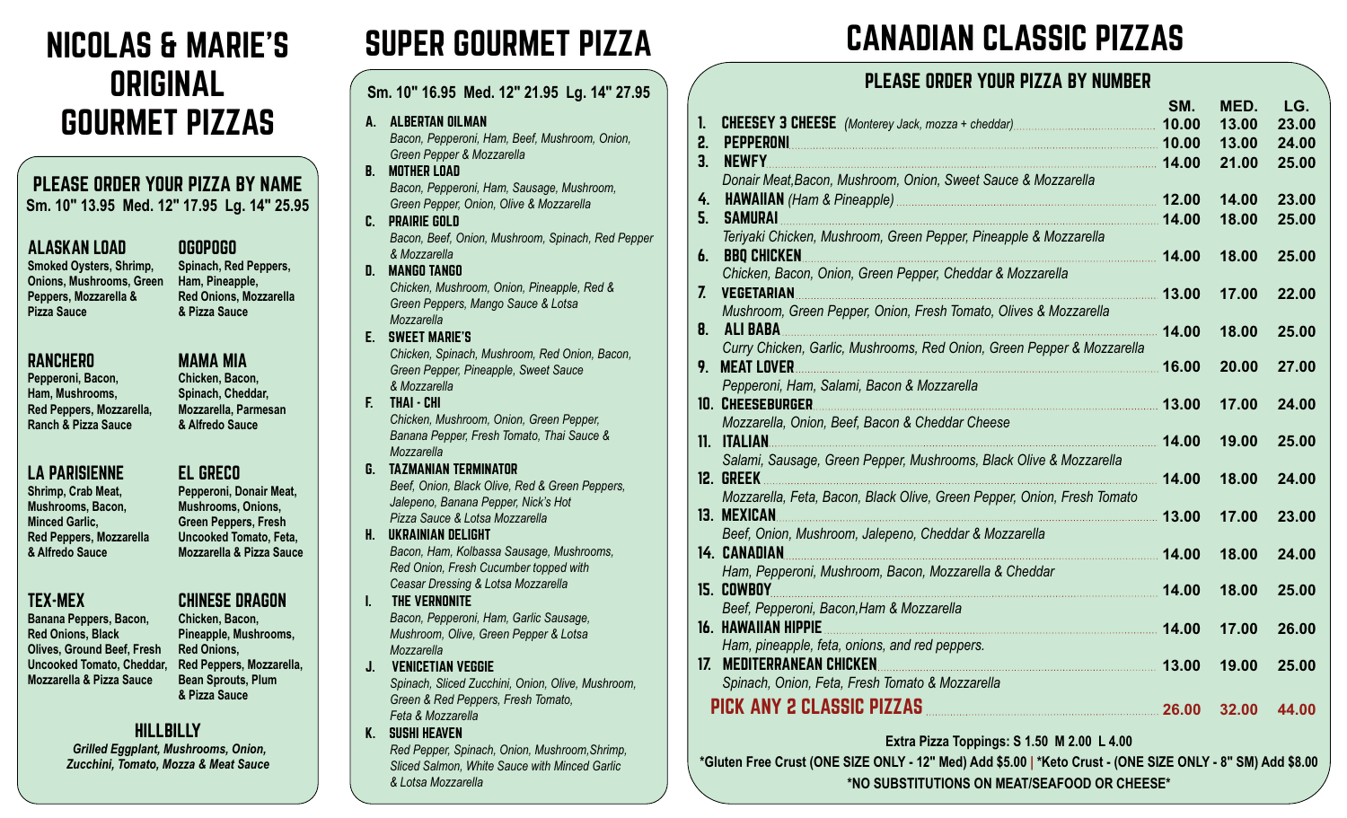# NICOLAS & MARIE'S ORIGINAL GOURMET PIZZAS

## PLEASE ORDER YOUR PIZZA BY NAME

**Sm. 10" 13.95 Med. 12" 17.95 Lg. 14" 25.95**

### ALASKAN LOAD
**Smoked Oysters, Shrimp, Onions, Mushrooms, Green Peppers, Mozzarella & Pizza Sauce**

### OGOPOGO
**Spinach, Red Peppers, Ham, Pineapple, Red Onions, Mozzarella & Pizza Sauce**

### RANCHERO
**Pepperoni, Bacon, Ham, Mushrooms, Red Peppers, Mozzarella, Ranch & Pizza Sauce**

### MAMA MIA
**Chicken, Bacon, Spinach, Cheddar, Mozzarella, Parmesan & Alfredo Sauce**

### LA PARISIENNE
**Shrimp, Crab Meat, Mushrooms, Bacon, Minced Garlic, Red Peppers, Mozzarella & Alfredo Sauce**

### EL GRECO
**Pepperoni, Donair Meat, Mushrooms, Onions, Green Peppers, Fresh Uncooked Tomato, Feta, Mozzarella & Pizza Sauce**

### TEX-MEX
**Banana Peppers, Bacon, Red Onions, Black Olives, Ground Beef, Fresh Uncooked Tomato, Cheddar, Mozzarella & Pizza Sauce**

### CHINESE DRAGON
**Chicken, Bacon, Pineapple, Mushrooms, Red Onions, Red Peppers, Mozzarella, Plum Bean Sprouts, Pork & Pizza Sauce**

### HILLBILLY
***Grilled Eggplant, Mushrooms, Onion, Zucchini, Tomato, Mozza & Meat Sauce***

# SUPER GOURMET PIZZA

**Sm. 10" 16.95 Med. 12" 21.95 Lg. 14" 27.95**

- **A. ALBERTAN OILMAN** — *Bacon, Pepperoni, Ham, Beef, Mushroom, Onion, Green Pepper & Mozzarella*
- **B. MOTHER LOAD** — *Bacon, Pepperoni, Ham, Sausage, Mushroom, Green Pepper, Onion, Olive & Mozzarella*
- **C. PRAIRIE GOLD** — *Bacon, Beef, Onion, Mushroom, Spinach, Red Pepper & Mozzarella*
- **D. MANGO TANGO** — *Chicken, Mushroom, Onion, Pineapple, Red & Green Peppers, Mango Sauce & Lotsa Mozzarella*
- **E. SWEET MARIE'S** — *Chicken, Spinach, Mushroom, Red Onion, Bacon, Green Pepper, Pineapple, Sweet Sauce & Mozzarella*
- **F. THAI - CHI** — *Chicken, Mushroom, Onion, Green Pepper, Banana Pepper, Fresh Tomato, Thai Sauce & Mozzarella*
- **G. TAZMANIAN TERMINATOR** — *Beef, Onion, Black Olive, Red & Green Peppers, Jalepeno, Banana Pepper, Nick's Hot Pizza Sauce & Lotsa Mozzarella*
- **H. UKRAINIAN DELIGHT** — *Bacon, Ham, Kolbassa Sausage, Mushrooms, Red Onion, Fresh Cucumber topped with Ceasar Dressing & Lotsa Mozzarella*
- **I. THE VERNONITE** — *Bacon, Pepperoni, Ham, Garlic Sausage, Mushroom, Olive, Green Pepper & Lotsa Mozzarella*
- **J. VENICETIAN VEGGIE** — *Spinach, Sliced Zucchini, Onion, Olive, Mushroom, Green & Red Peppers, Fresh Tomato, Feta & Mozzarella*
- **K. SUSHI HEAVEN** — *Red Pepper, Spinach, Onion, Mushroom, Shrimp, Sliced Salmon, White Sauce with Minced Garlic & Lotsa Mozzarella*

# CANADIAN CLASSIC PIZZAS

## PLEASE ORDER YOUR PIZZA BY NUMBER

| | SM. | MED. | LG. |
|---|---|---|---|
| **1. CHEESEY 3 CHEESE** *(Monterey Jack, mozza + cheddar)* | 10.00 | 13.00 | 23.00 |
| **2. PEPPERONI** | 10.00 | 13.00 | 24.00 |
| **3. NEWFY** — *Donair Meat, Bacon, Mushroom, Onion, Sweet Sauce & Mozzarella* | 14.00 | 21.00 | 25.00 |
| **4. HAWAIIAN** *(Ham & Pineapple)* | 12.00 | 14.00 | 23.00 |
| **5. SAMURAI** — *Teriyaki Chicken, Mushroom, Green Pepper, Pineapple & Mozzarella* | 14.00 | 18.00 | 25.00 |
| **6. BBQ CHICKEN** — *Chicken, Bacon, Onion, Green Pepper, Cheddar & Mozzarella* | 14.00 | 18.00 | 25.00 |
| **7. VEGETARIAN** — *Mushroom, Green Pepper, Onion, Fresh Tomato, Olives & Mozzarella* | 13.00 | 17.00 | 22.00 |
| **8. ALI BABA** — *Curry Chicken, Garlic, Mushrooms, Red Onion, Green Pepper & Mozzarella* | 14.00 | 18.00 | 25.00 |
| **9. MEAT LOVER** — *Pepperoni, Ham, Salami, Bacon & Mozzarella* | 16.00 | 20.00 | 27.00 |
| **10. CHEESEBURGER** — *Mozzarella, Onion, Beef, Bacon & Cheddar Cheese* | 13.00 | 17.00 | 24.00 |
| **11. ITALIAN** — *Salami, Sausage, Green Pepper, Mushrooms, Black Olive & Mozzarella* | 14.00 | 19.00 | 25.00 |
| **12. GREEK** — *Mozzarella, Feta, Bacon, Black Olive, Green Pepper, Onion, Fresh Tomato* | 14.00 | 18.00 | 24.00 |
| **13. MEXICAN** — *Beef, Onion, Mushroom, Jalepeno, Cheddar & Mozzarella* | 13.00 | 17.00 | 23.00 |
| **14. CANADIAN** — *Ham, Pepperoni, Mushroom, Bacon, Mozzarella & Cheddar* | 14.00 | 18.00 | 24.00 |
| **15. COWBOY** — *Beef, Pepperoni, Bacon, Ham & Mozzarella* | 14.00 | 18.00 | 25.00 |
| **16. HAWAIIAN HIPPIE** — *Ham, pineapple, feta, onions, and red peppers.* | 14.00 | 17.00 | 26.00 |
| **17. MEDITERRANEAN CHICKEN** — *Spinach, Onion, Feta, Fresh Tomato & Mozzarella* | 13.00 | 19.00 | 25.00 |
| **PICK ANY 2 CLASSIC PIZZAS** | 26.00 | 32.00 | 44.00 |

**Extra Pizza Toppings: S 1.50 M 2.00 L 4.00**

**\*Gluten Free Crust (ONE SIZE ONLY - 12" Med) Add $5.00 | \*Keto Crust - (ONE SIZE ONLY - 8" SM) Add $8.00**

**\*NO SUBSTITUTIONS ON MEAT/SEAFOOD OR CHEESE\***